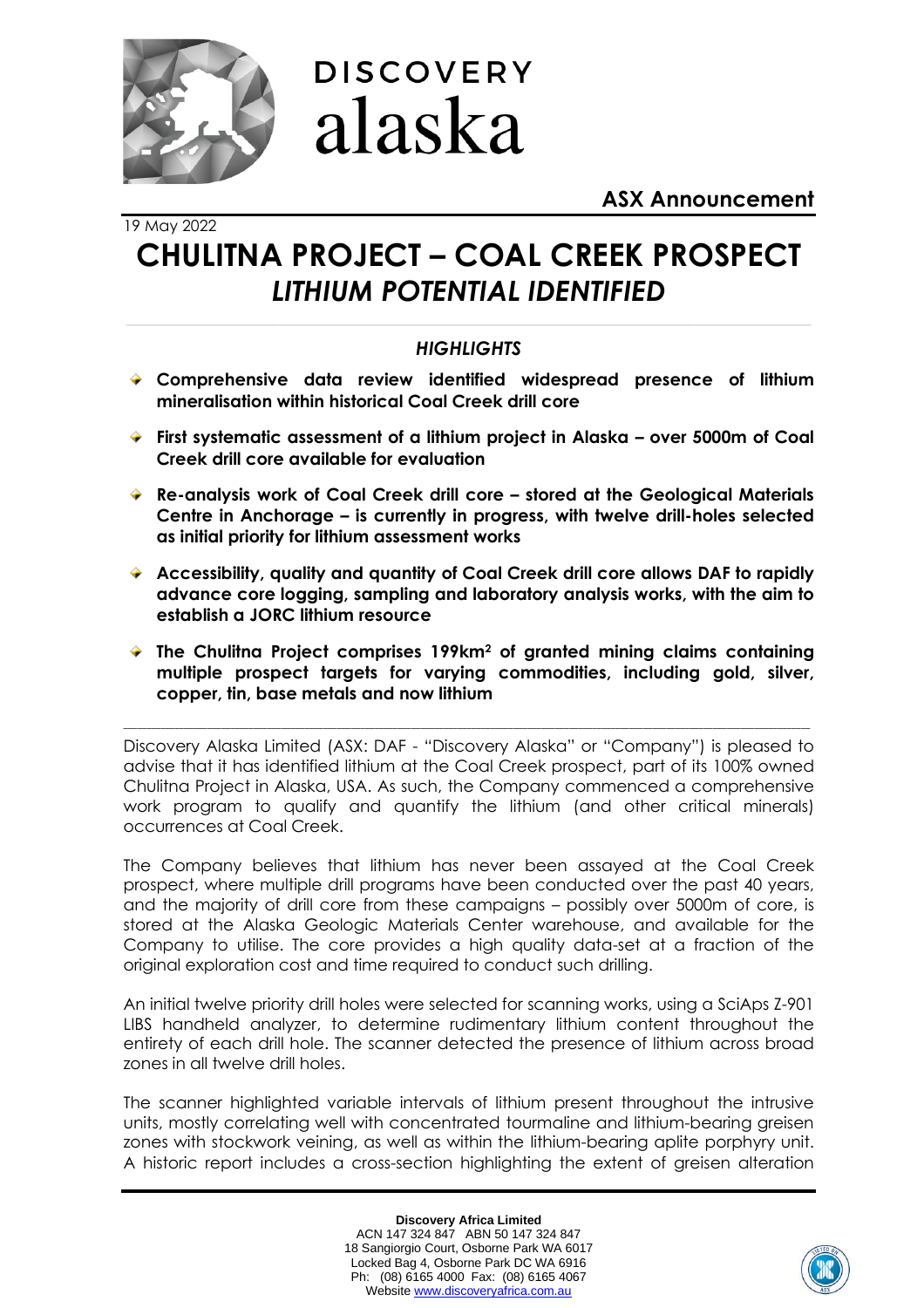**ASX Announcement**

19 May 2022

# CHULITNA PROJECT – COAL CREEK PROSPECT
## *LITHIUM POTENTIAL IDENTIFIED*

### *HIGHLIGHTS*

- **Comprehensive data review identified widespread presence of lithium mineralisation within historical Coal Creek drill core**
- **First systematic assessment of a lithium project in Alaska – over 5000m of Coal Creek drill core available for evaluation**
- **Re-analysis work of Coal Creek drill core – stored at the Geological Materials Centre in Anchorage – is currently in progress, with twelve drill-holes selected as initial priority for lithium assessment works**
- **Accessibility, quality and quantity of Coal Creek drill core allows DAF to rapidly advance core logging, sampling and laboratory analysis works, with the aim to establish a JORC lithium resource**
- **The Chulitna Project comprises 199km$^2$ of granted mining claims containing multiple prospect targets for varying commodities, including gold, silver, copper, tin, base metals and now lithium**

---

Discovery Alaska Limited (ASX: DAF - "Discovery Alaska" or "Company") is pleased to advise that it has identified lithium at the Coal Creek prospect, part of its 100% owned Chulitna Project in Alaska, USA. As such, the Company commenced a comprehensive work program to qualify and quantify the lithium (and other critical minerals) occurrences at Coal Creek.

The Company believes that lithium has never been assayed at the Coal Creek prospect, where multiple drill programs have been conducted over the past 40 years, and the majority of drill core from these campaigns – possibly over 5000m of core, is stored at the Alaska Geologic Materials Center warehouse, and available for the Company to utilise. The core provides a high quality data-set at a fraction of the original exploration cost and time required to conduct such drilling.

An initial twelve priority drill holes were selected for scanning works, using a SciAps Z-901 LIBS handheld analyzer, to determine rudimentary lithium content throughout the entirety of each drill hole. The scanner detected the presence of lithium across broad zones in all twelve drill holes.

The scanner highlighted variable intervals of lithium present throughout the intrusive units, mostly correlating well with concentrated tourmaline and lithium-bearing greisen zones with stockwork veining, as well as within the lithium-bearing aplite porphyry unit. A historic report includes a cross-section highlighting the extent of greisen alteration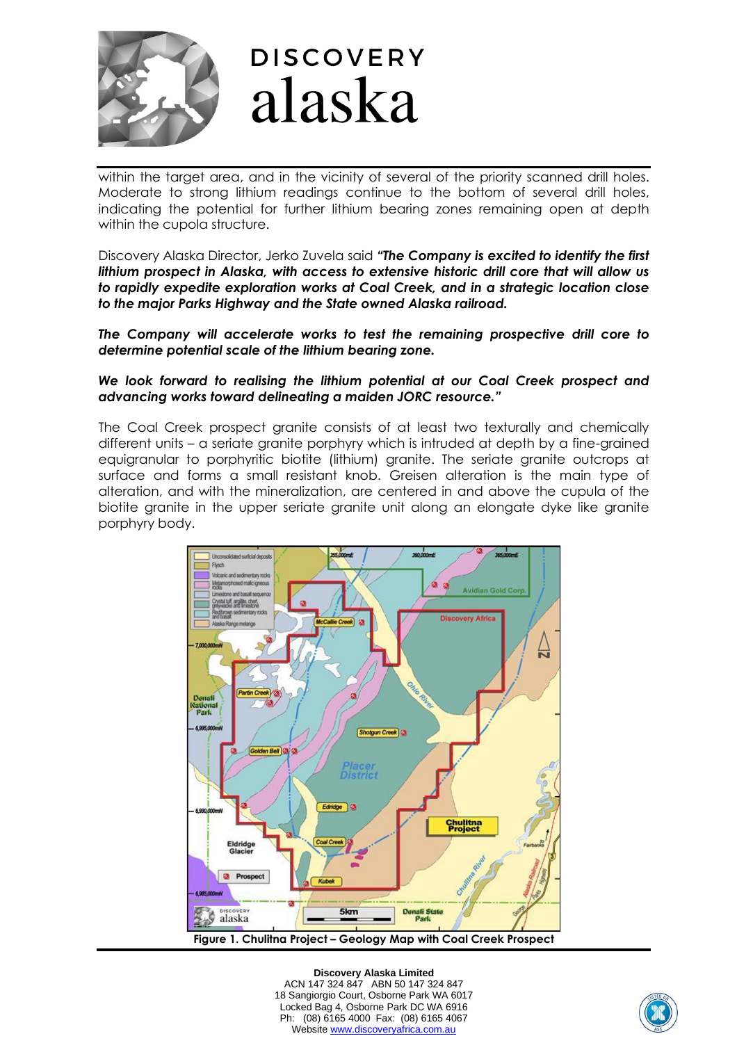within the target area, and in the vicinity of several of the priority scanned drill holes. Moderate to strong lithium readings continue to the bottom of several drill holes, indicating the potential for further lithium bearing zones remaining open at depth within the cupola structure.

Discovery Alaska Director, Jerko Zuvela said ***"The Company is excited to identify the first lithium prospect in Alaska, with access to extensive historic drill core that will allow us to rapidly expedite exploration works at Coal Creek, and in a strategic location close to the major Parks Highway and the State owned Alaska railroad.***

***The Company will accelerate works to test the remaining prospective drill core to determine potential scale of the lithium bearing zone.***

***We look forward to realising the lithium potential at our Coal Creek prospect and advancing works toward delineating a maiden JORC resource."***

The Coal Creek prospect granite consists of at least two texturally and chemically different units – a seriate granite porphyry which is intruded at depth by a fine-grained equigranular to porphyritic biotite (lithium) granite. The seriate granite outcrops at surface and forms a small resistant knob. Greisen alteration is the main type of alteration, and with the mineralization, are centered in and above the cupola of the biotite granite in the upper seriate granite unit along an elongate dyke like granite porphyry body.

Unconsolidated surficial deposits
Flysch
Volcanic and sedimentary rocks
Metamorphosed mafic igneous rocks
Limestone and basalt sequence
Crystal tuff, argillite, chert, greywacke and limestone
Red/brown sedimentary rocks and basalt
Alaska Range melange

355,000mE
360,000mE
365,000mE
7,000,000mN
6,995,000mN
6,990,000mN
6,985,000mN

Avidian Gold Corp.
Discovery Africa
McCallie Creek
Partin Creek
Denali National Park
Shotgun Creek
Ohio River
Golden Bell
Placer District
Eldridge
Chulitna Project
Coal Creek
Eldridge Glacier
Prospect
Kubek
Chulitna River
Alaska Railroad
Parks Highway
to Fairbanks
George
Denali State Park
5km
N

Figure 1. Chulitna Project – Geology Map with Coal Creek Prospect

**Discovery Alaska Limited**
ACN 147 324 847 ABN 50 147 324 847
18 Sangiorgio Court, Osborne Park WA 6017
Locked Bag 4, Osborne Park DC WA 6916
Ph: (08) 6165 4000 Fax: (08) 6165 4067
Website www.discoveryafrica.com.au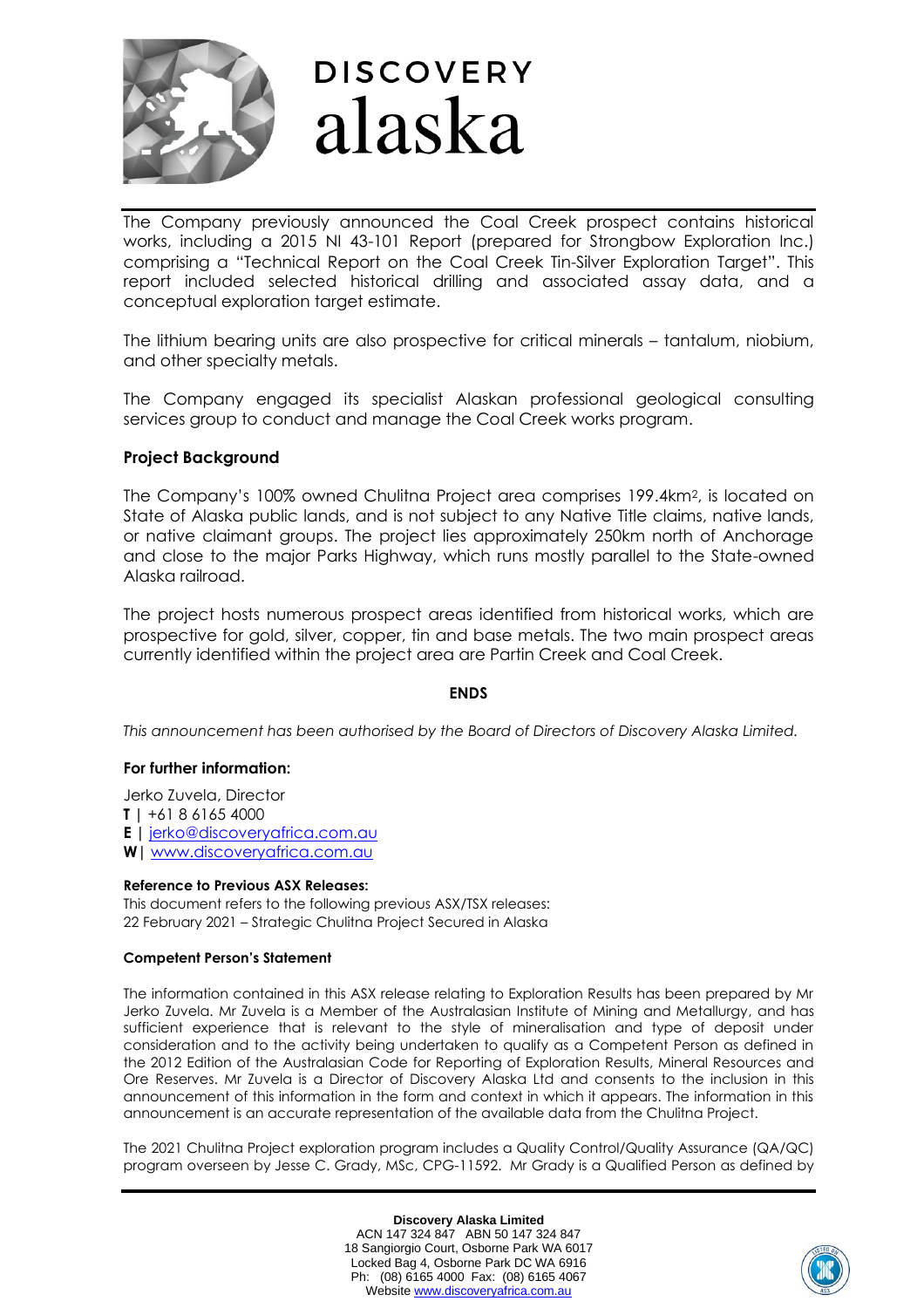The Company previously announced the Coal Creek prospect contains historical works, including a 2015 NI 43-101 Report (prepared for Strongbow Exploration Inc.) comprising a "Technical Report on the Coal Creek Tin-Silver Exploration Target". This report included selected historical drilling and associated assay data, and a conceptual exploration target estimate.

The lithium bearing units are also prospective for critical minerals – tantalum, niobium, and other specialty metals.

The Company engaged its specialist Alaskan professional geological consulting services group to conduct and manage the Coal Creek works program.

**Project Background**

The Company's 100% owned Chulitna Project area comprises 199.4km$^2$, is located on State of Alaska public lands, and is not subject to any Native Title claims, native lands, or native claimant groups. The project lies approximately 250km north of Anchorage and close to the major Parks Highway, which runs mostly parallel to the State-owned Alaska railroad.

The project hosts numerous prospect areas identified from historical works, which are prospective for gold, silver, copper, tin and base metals. The two main prospect areas currently identified within the project area are Partin Creek and Coal Creek.

**ENDS**

*This announcement has been authorised by the Board of Directors of Discovery Alaska Limited.*

**For further information:**

Jerko Zuvela, Director
**T** | +61 8 6165 4000
**E** | jerko@discoveryafrica.com.au
**W**| www.discoveryafrica.com.au

**Reference to Previous ASX Releases:**

This document refers to the following previous ASX/TSX releases:
22 February 2021 – Strategic Chulitna Project Secured in Alaska

**Competent Person's Statement**

The information contained in this ASX release relating to Exploration Results has been prepared by Mr Jerko Zuvela. Mr Zuvela is a Member of the Australasian Institute of Mining and Metallurgy, and has sufficient experience that is relevant to the style of mineralisation and type of deposit under consideration and to the activity being undertaken to qualify as a Competent Person as defined in the 2012 Edition of the Australasian Code for Reporting of Exploration Results, Mineral Resources and Ore Reserves. Mr Zuvela is a Director of Discovery Alaska Ltd and consents to the inclusion in this announcement of this information in the form and context in which it appears. The information in this announcement is an accurate representation of the available data from the Chulitna Project.

The 2021 Chulitna Project exploration program includes a Quality Control/Quality Assurance (QA/QC) program overseen by Jesse C. Grady, MSc, CPG-11592. Mr Grady is a Qualified Person as defined by

**Discovery Alaska Limited**
ACN 147 324 847 ABN 50 147 324 847
18 Sangiorgio Court, Osborne Park WA 6017
Locked Bag 4, Osborne Park DC WA 6916
Ph: (08) 6165 4000 Fax: (08) 6165 4067
Website www.discoveryafrica.com.au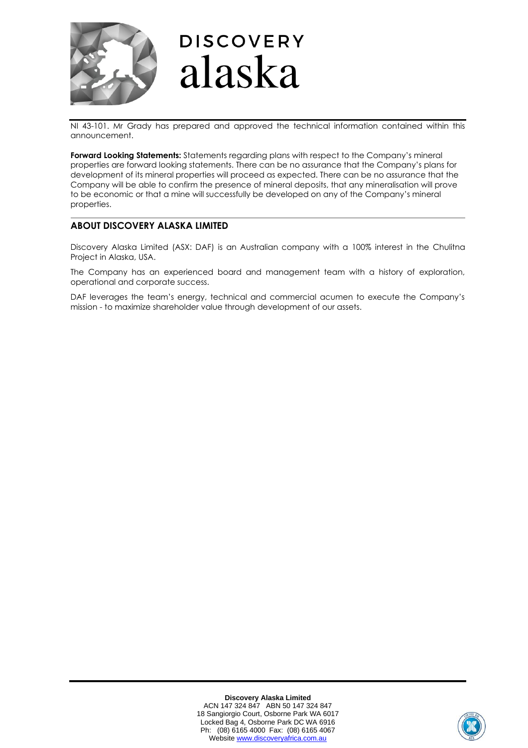NI 43-101. Mr Grady has prepared and approved the technical information contained within this announcement.

**Forward Looking Statements:** Statements regarding plans with respect to the Company's mineral properties are forward looking statements. There can be no assurance that the Company's plans for development of its mineral properties will proceed as expected. There can be no assurance that the Company will be able to confirm the presence of mineral deposits, that any mineralisation will prove to be economic or that a mine will successfully be developed on any of the Company's mineral properties.

## ABOUT DISCOVERY ALASKA LIMITED

Discovery Alaska Limited (ASX: DAF) is an Australian company with a 100% interest in the Chulitna Project in Alaska, USA.

The Company has an experienced board and management team with a history of exploration, operational and corporate success.

DAF leverages the team's energy, technical and commercial acumen to execute the Company's mission - to maximize shareholder value through development of our assets.

**Discovery Alaska Limited**
ACN 147 324 847 ABN 50 147 324 847
18 Sangiorgio Court, Osborne Park WA 6017
Locked Bag 4, Osborne Park DC WA 6916
Ph: (08) 6165 4000 Fax: (08) 6165 4067
Website www.discoveryafrica.com.au